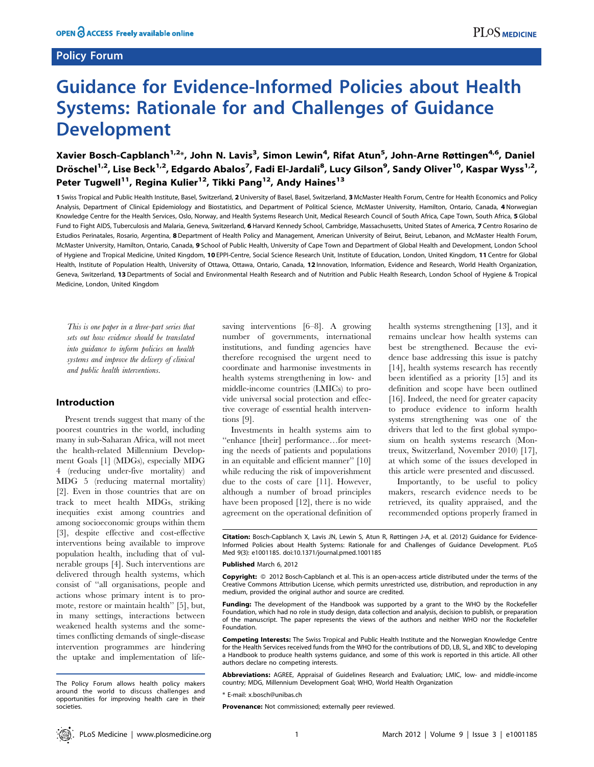OPEN ACCESS Freely available online

Policy Forum

# Guidance for Evidence-Informed Policies about Health Systems: Rationale for and Challenges of Guidance Development

Xavier Bosch-Capblanch[1,2]*, John N. Lavis[3], Simon Lewin[4], Rifat Atun[5], John-Arne Røttingen[4,6], Daniel Dröschel[1,2], Lise Beck[1,2], Edgardo Abalos[7], Fadi El-Jardali[8], Lucy Gilson[9], Sandy Oliver[10], Kaspar Wyss[1,2], Peter Tugwell[11], Regina Kulier[12], Tikki Pang[12], Andy Haines[13]

1 Swiss Tropical and Public Health Institute, Basel, Switzerland, 2 University of Basel, Basel, Switzerland, 3 McMaster Health Forum, Centre for Health Economics and Policy Analysis, Department of Clinical Epidemiology and Biostatistics, and Department of Political Science, McMaster University, Hamilton, Ontario, Canada, 4 Norwegian Knowledge Centre for the Health Services, Oslo, Norway, and Health Systems Research Unit, Medical Research Council of South Africa, Cape Town, South Africa, 5 Global Fund to Fight AIDS, Tuberculosis and Malaria, Geneva, Switzerland, 6 Harvard Kennedy School, Cambridge, Massachusetts, United States of America, 7 Centro Rosarino de Estudios Perinatales, Rosario, Argentina, 8 Department of Health Policy and Management, American University of Beirut, Beirut, Lebanon, and McMaster Health Forum, McMaster University, Hamilton, Ontario, Canada, 9 School of Public Health, University of Cape Town and Department of Global Health and Development, London School of Hygiene and Tropical Medicine, United Kingdom, 10 EPPI-Centre, Social Science Research Unit, Institute of Education, London, United Kingdom, 11 Centre for Global Health, Institute of Population Health, University of Ottawa, Ottawa, Ontario, Canada, 12 Innovation, Information, Evidence and Research, World Health Organization, Geneva, Switzerland, 13 Departments of Social and Environmental Health Research and of Nutrition and Public Health Research, London School of Hygiene & Tropical Medicine, London, United Kingdom

*This is one paper in a three-part series that sets out how evidence should be translated into guidance to inform policies on health systems and improve the delivery of clinical and public health interventions.*

## Introduction

Present trends suggest that many of the poorest countries in the world, including many in sub-Saharan Africa, will not meet the health-related Millennium Development Goals [1] (MDGs), especially MDG 4 (reducing under-five mortality) and MDG 5 (reducing maternal mortality) [2]. Even in those countries that are on track to meet health MDGs, striking inequities exist among countries and among socioeconomic groups within them [3], despite effective and cost-effective interventions being available to improve population health, including that of vulnerable groups [4]. Such interventions are delivered through health systems, which consist of "all organisations, people and actions whose primary intent is to promote, restore or maintain health" [5], but, in many settings, interactions between weakened health systems and the sometimes conflicting demands of single-disease intervention programmes are hindering the uptake and implementation of life-saving interventions [6–8]. A growing number of governments, international institutions, and funding agencies have therefore recognised the urgent need to coordinate and harmonise investments in health systems strengthening in low- and middle-income countries (LMICs) to provide universal social protection and effective coverage of essential health interventions [9].

Investments in health systems aim to "enhance [their] performance…for meeting the needs of patients and populations in an equitable and efficient manner" [10] while reducing the risk of impoverishment due to the costs of care [11]. However, although a number of broad principles have been proposed [12], there is no wide agreement on the operational definition of health systems strengthening [13], and it remains unclear how health systems can best be strengthened. Because the evidence base addressing this issue is patchy [14], health systems research has recently been identified as a priority [15] and its definition and scope have been outlined [16]. Indeed, the need for greater capacity to produce evidence to inform health systems strengthening was one of the drivers that led to the first global symposium on health systems research (Montreux, Switzerland, November 2010) [17], at which some of the issues developed in this article were presented and discussed.

Importantly, to be useful to policy makers, research evidence needs to be retrieved, its quality appraised, and the recommended options properly framed in

The Policy Forum allows health policy makers around the world to discuss challenges and opportunities for improving health care in their societies.

**Citation:** Bosch-Capblanch X, Lavis JN, Lewin S, Atun R, Røttingen J-A, et al. (2012) Guidance for Evidence-Informed Policies about Health Systems: Rationale for and Challenges of Guidance Development. PLoS Med 9(3): e1001185. doi:10.1371/journal.pmed.1001185

**Published** March 6, 2012

**Copyright:** © 2012 Bosch-Capblanch et al. This is an open-access article distributed under the terms of the Creative Commons Attribution License, which permits unrestricted use, distribution, and reproduction in any medium, provided the original author and source are credited.

**Funding:** The development of the Handbook was supported by a grant to the WHO by the Rockefeller Foundation, which had no role in study design, data collection and analysis, decision to publish, or preparation of the manuscript. The paper represents the views of the authors and neither WHO nor the Rockefeller Foundation.

**Competing Interests:** The Swiss Tropical and Public Health Institute and the Norwegian Knowledge Centre for the Health Services received funds from the WHO for the contributions of DD, LB, SL, and XBC to developing a Handbook to produce health systems guidance, and some of this work is reported in this article. All other authors declare no competing interests.

**Abbreviations:** AGREE, Appraisal of Guidelines Research and Evaluation; LMIC, low- and middle-income country; MDG, Millennium Development Goal; WHO, World Health Organization

* E-mail: x.bosch@unibas.ch

**Provenance:** Not commissioned; externally peer reviewed.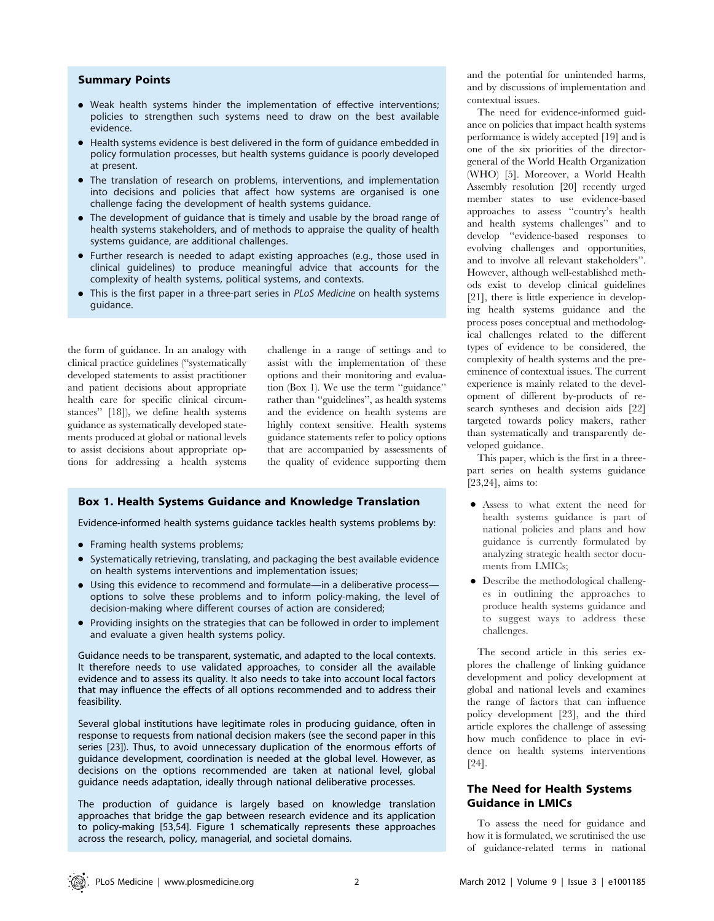## Summary Points

- Weak health systems hinder the implementation of effective interventions; policies to strengthen such systems need to draw on the best available evidence.
- Health systems evidence is best delivered in the form of guidance embedded in policy formulation processes, but health systems guidance is poorly developed at present.
- The translation of research on problems, interventions, and implementation into decisions and policies that affect how systems are organised is one challenge facing the development of health systems guidance.
- The development of guidance that is timely and usable by the broad range of health systems stakeholders, and of methods to appraise the quality of health systems guidance, are additional challenges.
- Further research is needed to adapt existing approaches (e.g., those used in clinical guidelines) to produce meaningful advice that accounts for the complexity of health systems, political systems, and contexts.
- This is the first paper in a three-part series in *PLoS Medicine* on health systems guidance.

the form of guidance. In an analogy with clinical practice guidelines ("systematically developed statements to assist practitioner and patient decisions about appropriate health care for specific clinical circumstances" [18]), we define health systems guidance as systematically developed statements produced at global or national levels to assist decisions about appropriate options for addressing a health systems challenge in a range of settings and to assist with the implementation of these options and their monitoring and evaluation (Box 1). We use the term "guidance" rather than "guidelines", as health systems and the evidence on health systems are highly context sensitive. Health systems guidance statements refer to policy options that are accompanied by assessments of the quality of evidence supporting them and the potential for unintended harms, and by discussions of implementation and contextual issues.

### Box 1. Health Systems Guidance and Knowledge Translation

Evidence-informed health systems guidance tackles health systems problems by:

- Framing health systems problems;
- Systematically retrieving, translating, and packaging the best available evidence on health systems interventions and implementation issues;
- Using this evidence to recommend and formulate—in a deliberative process—options to solve these problems and to inform policy-making, the level of decision-making where different courses of action are considered;
- Providing insights on the strategies that can be followed in order to implement and evaluate a given health systems policy.

Guidance needs to be transparent, systematic, and adapted to the local contexts. It therefore needs to use validated approaches, to consider all the available evidence and to assess its quality. It also needs to take into account local factors that may influence the effects of all options recommended and to address their feasibility.

Several global institutions have legitimate roles in producing guidance, often in response to requests from national decision makers (see the second paper in this series [23]). Thus, to avoid unnecessary duplication of the enormous efforts of guidance development, coordination is needed at the global level. However, as decisions on the options recommended are taken at national level, global guidance needs adaptation, ideally through national deliberative processes.

The production of guidance is largely based on knowledge translation approaches that bridge the gap between research evidence and its application to policy-making [53,54]. Figure 1 schematically represents these approaches across the research, policy, managerial, and societal domains.

The need for evidence-informed guidance on policies that impact health systems performance is widely accepted [19] and is one of the six priorities of the director-general of the World Health Organization (WHO) [5]. Moreover, a World Health Assembly resolution [20] recently urged member states to use evidence-based approaches to assess "country's health and health systems challenges" and to develop "evidence-based responses to evolving challenges and opportunities, and to involve all relevant stakeholders". However, although well-established methods exist to develop clinical guidelines [21], there is little experience in developing health systems guidance and the process poses conceptual and methodological challenges related to the different types of evidence to be considered, the complexity of health systems and the preeminence of contextual issues. The current experience is mainly related to the development of different by-products of research syntheses and decision aids [22] targeted towards policy makers, rather than systematically and transparently developed guidance.

This paper, which is the first in a three-part series on health systems guidance [23,24], aims to:

- Assess to what extent the need for health systems guidance is part of national policies and plans and how guidance is currently formulated by analyzing strategic health sector documents from LMICs;
- Describe the methodological challenges in outlining the approaches to produce health systems guidance and to suggest ways to address these challenges.

The second article in this series explores the challenge of linking guidance development and policy development at global and national levels and examines the range of factors that can influence policy development [23], and the third article explores the challenge of assessing how much confidence to place in evidence on health systems interventions [24].

## The Need for Health Systems Guidance in LMICs

To assess the need for guidance and how it is formulated, we scrutinised the use of guidance-related terms in national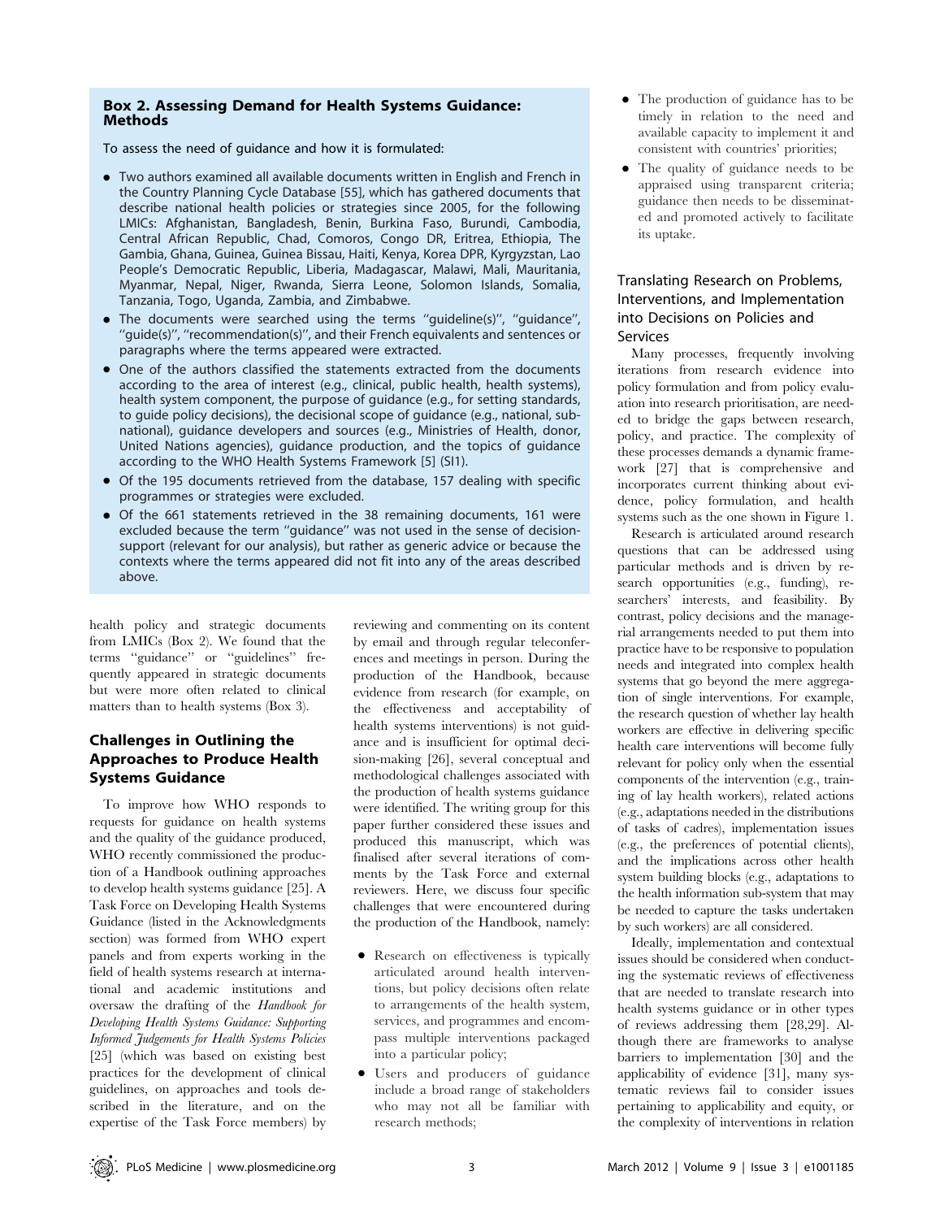### Box 2. Assessing Demand for Health Systems Guidance: Methods

To assess the need of guidance and how it is formulated:

- Two authors examined all available documents written in English and French in the Country Planning Cycle Database [55], which has gathered documents that describe national health policies or strategies since 2005, for the following LMICs: Afghanistan, Bangladesh, Benin, Burkina Faso, Burundi, Cambodia, Central African Republic, Chad, Comoros, Congo DR, Eritrea, Ethiopia, The Gambia, Ghana, Guinea, Guinea Bissau, Haiti, Kenya, Korea DPR, Kyrgyzstan, Lao People's Democratic Republic, Liberia, Madagascar, Malawi, Mali, Mauritania, Myanmar, Nepal, Niger, Rwanda, Sierra Leone, Solomon Islands, Somalia, Tanzania, Togo, Uganda, Zambia, and Zimbabwe.
- The documents were searched using the terms ''guideline(s)'', ''guidance'', ''guide(s)'', ''recommendation(s)'', and their French equivalents and sentences or paragraphs where the terms appeared were extracted.
- One of the authors classified the statements extracted from the documents according to the area of interest (e.g., clinical, public health, health systems), health system component, the purpose of guidance (e.g., for setting standards, to guide policy decisions), the decisional scope of guidance (e.g., national, sub-national), guidance developers and sources (e.g., Ministries of Health, donor, United Nations agencies), guidance production, and the topics of guidance according to the WHO Health Systems Framework [5] (SI1).
- Of the 195 documents retrieved from the database, 157 dealing with specific programmes or strategies were excluded.
- Of the 661 statements retrieved in the 38 remaining documents, 161 were excluded because the term ''guidance'' was not used in the sense of decision-support (relevant for our analysis), but rather as generic advice or because the contexts where the terms appeared did not fit into any of the areas described above.

health policy and strategic documents from LMICs (Box 2). We found that the terms ''guidance'' or ''guidelines'' frequently appeared in strategic documents but were more often related to clinical matters than to health systems (Box 3).

## Challenges in Outlining the Approaches to Produce Health Systems Guidance

To improve how WHO responds to requests for guidance on health systems and the quality of the guidance produced, WHO recently commissioned the production of a Handbook outlining approaches to develop health systems guidance [25]. A Task Force on Developing Health Systems Guidance (listed in the Acknowledgments section) was formed from WHO expert panels and from experts working in the field of health systems research at international and academic institutions and oversaw the drafting of the *Handbook for Developing Health Systems Guidance: Supporting Informed Judgements for Health Systems Policies* [25] (which was based on existing best practices for the development of clinical guidelines, on approaches and tools described in the literature, and on the expertise of the Task Force members) by reviewing and commenting on its content by email and through regular teleconferences and meetings in person. During the production of the Handbook, because evidence from research (for example, on the effectiveness and acceptability of health systems interventions) is not guidance and is insufficient for optimal decision-making [26], several conceptual and methodological challenges associated with the production of health systems guidance were identified. The writing group for this paper further considered these issues and produced this manuscript, which was finalised after several iterations of comments by the Task Force and external reviewers. Here, we discuss four specific challenges that were encountered during the production of the Handbook, namely:

- Research on effectiveness is typically articulated around health interventions, but policy decisions often relate to arrangements of the health system, services, and programmes and encompass multiple interventions packaged into a particular policy;
- Users and producers of guidance include a broad range of stakeholders who may not all be familiar with research methods;
- The production of guidance has to be timely in relation to the need and available capacity to implement it and consistent with countries' priorities;
- The quality of guidance needs to be appraised using transparent criteria; guidance then needs to be disseminated and promoted actively to facilitate its uptake.

## Translating Research on Problems, Interventions, and Implementation into Decisions on Policies and Services

Many processes, frequently involving iterations from research evidence into policy formulation and from policy evaluation into research prioritisation, are needed to bridge the gaps between research, policy, and practice. The complexity of these processes demands a dynamic framework [27] that is comprehensive and incorporates current thinking about evidence, policy formulation, and health systems such as the one shown in Figure 1.

Research is articulated around research questions that can be addressed using particular methods and is driven by research opportunities (e.g., funding), researchers' interests, and feasibility. By contrast, policy decisions and the managerial arrangements needed to put them into practice have to be responsive to population needs and integrated into complex health systems that go beyond the mere aggregation of single interventions. For example, the research question of whether lay health workers are effective in delivering specific health care interventions will become fully relevant for policy only when the essential components of the intervention (e.g., training of lay health workers), related actions (e.g., adaptations needed in the distributions of tasks of cadres), implementation issues (e.g., the preferences of potential clients), and the implications across other health system building blocks (e.g., adaptations to the health information sub-system that may be needed to capture the tasks undertaken by such workers) are all considered.

Ideally, implementation and contextual issues should be considered when conducting the systematic reviews of effectiveness that are needed to translate research into health systems guidance or in other types of reviews addressing them [28,29]. Although there are frameworks to analyse barriers to implementation [30] and the applicability of evidence [31], many systematic reviews fail to consider issues pertaining to applicability and equity, or the complexity of interventions in relation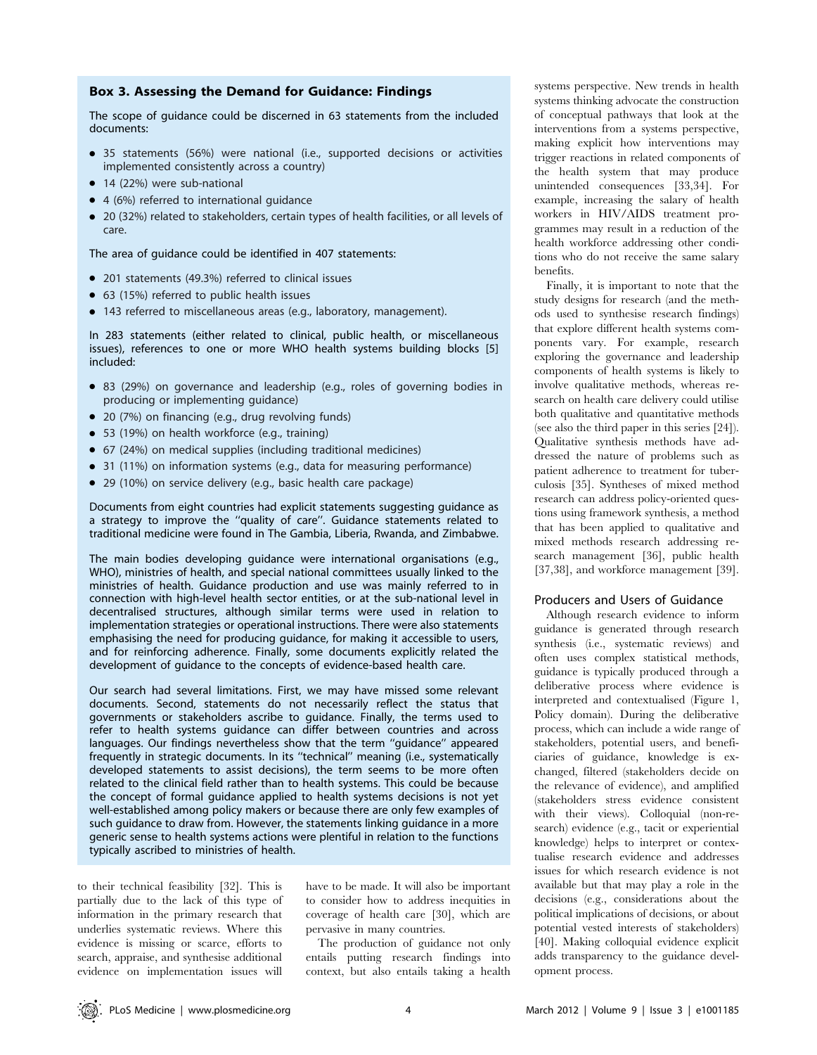### Box 3. Assessing the Demand for Guidance: Findings

The scope of guidance could be discerned in 63 statements from the included documents:

- 35 statements (56%) were national (i.e., supported decisions or activities implemented consistently across a country)
- 14 (22%) were sub-national
- 4 (6%) referred to international guidance
- 20 (32%) related to stakeholders, certain types of health facilities, or all levels of care.

The area of guidance could be identified in 407 statements:

- 201 statements (49.3%) referred to clinical issues
- 63 (15%) referred to public health issues
- 143 referred to miscellaneous areas (e.g., laboratory, management).

In 283 statements (either related to clinical, public health, or miscellaneous issues), references to one or more WHO health systems building blocks [5] included:

- 83 (29%) on governance and leadership (e.g., roles of governing bodies in producing or implementing guidance)
- 20 (7%) on financing (e.g., drug revolving funds)
- 53 (19%) on health workforce (e.g., training)
- 67 (24%) on medical supplies (including traditional medicines)
- 31 (11%) on information systems (e.g., data for measuring performance)
- 29 (10%) on service delivery (e.g., basic health care package)

Documents from eight countries had explicit statements suggesting guidance as a strategy to improve the "quality of care". Guidance statements related to traditional medicine were found in The Gambia, Liberia, Rwanda, and Zimbabwe.

The main bodies developing guidance were international organisations (e.g., WHO), ministries of health, and special national committees usually linked to the ministries of health. Guidance production and use was mainly referred to in connection with high-level health sector entities, or at the sub-national level in decentralised structures, although similar terms were used in relation to implementation strategies or operational instructions. There were also statements emphasising the need for producing guidance, for making it accessible to users, and for reinforcing adherence. Finally, some documents explicitly related the development of guidance to the concepts of evidence-based health care.

Our search had several limitations. First, we may have missed some relevant documents. Second, statements do not necessarily reflect the status that governments or stakeholders ascribe to guidance. Finally, the terms used to refer to health systems guidance can differ between countries and across languages. Our findings nevertheless show that the term "guidance" appeared frequently in strategic documents. In its "technical" meaning (i.e., systematically developed statements to assist decisions), the term seems to be more often related to the clinical field rather than to health systems. This could be because the concept of formal guidance applied to health systems decisions is not yet well-established among policy makers or because there are only few examples of such guidance to draw from. However, the statements linking guidance in a more generic sense to health systems actions were plentiful in relation to the functions typically ascribed to ministries of health.

to their technical feasibility [32]. This is partially due to the lack of this type of information in the primary research that underlies systematic reviews. Where this evidence is missing or scarce, efforts to search, appraise, and synthesise additional evidence on implementation issues will have to be made. It will also be important to consider how to address inequities in coverage of health care [30], which are pervasive in many countries.

The production of guidance not only entails putting research findings into context, but also entails taking a health systems perspective. New trends in health systems thinking advocate the construction of conceptual pathways that look at the interventions from a systems perspective, making explicit how interventions may trigger reactions in related components of the health system that may produce unintended consequences [33,34]. For example, increasing the salary of health workers in HIV/AIDS treatment programmes may result in a reduction of the health workforce addressing other conditions who do not receive the same salary benefits.

Finally, it is important to note that the study designs for research (and the methods used to synthesise research findings) that explore different health systems components vary. For example, research exploring the governance and leadership components of health systems is likely to involve qualitative methods, whereas research on health care delivery could utilise both qualitative and quantitative methods (see also the third paper in this series [24]). Qualitative synthesis methods have addressed the nature of problems such as patient adherence to treatment for tuberculosis [35]. Syntheses of mixed method research can address policy-oriented questions using framework synthesis, a method that has been applied to qualitative and mixed methods research addressing research management [36], public health [37,38], and workforce management [39].

## Producers and Users of Guidance

Although research evidence to inform guidance is generated through research synthesis (i.e., systematic reviews) and often uses complex statistical methods, guidance is typically produced through a deliberative process where evidence is interpreted and contextualised (Figure 1, Policy domain). During the deliberative process, which can include a wide range of stakeholders, potential users, and beneficiaries of guidance, knowledge is exchanged, filtered (stakeholders decide on the relevance of evidence), and amplified (stakeholders stress evidence consistent with their views). Colloquial (non-research) evidence (e.g., tacit or experiential knowledge) helps to interpret or contextualise research evidence and addresses issues for which research evidence is not available but that may play a role in the decisions (e.g., considerations about the political implications of decisions, or about potential vested interests of stakeholders) [40]. Making colloquial evidence explicit adds transparency to the guidance development process.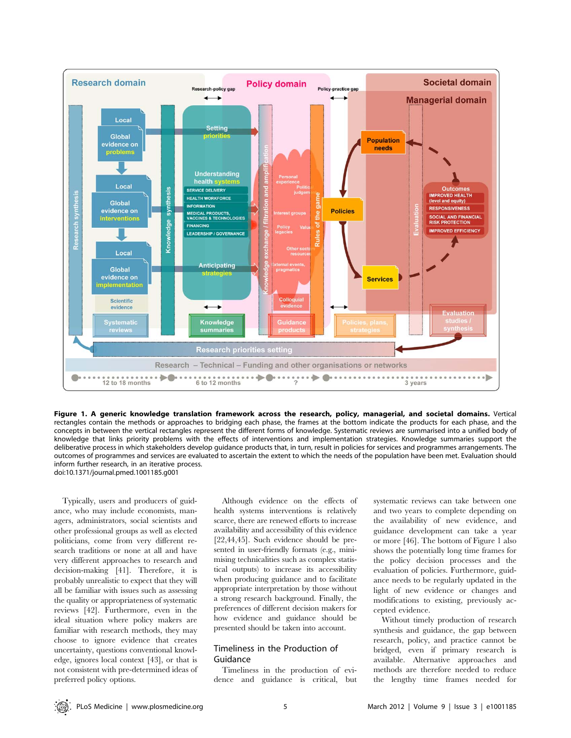**Figure 1. A generic knowledge translation framework across the research, policy, managerial, and societal domains.** Vertical rectangles contain the methods or approaches to bridging each phase, the frames at the bottom indicate the products for each phase, and the concepts in between the vertical rectangles represent the different forms of knowledge. Systematic reviews are summarised into a unified body of knowledge that links priority problems with the effects of interventions and implementation strategies. Knowledge summaries support the deliberative process in which stakeholders develop guidance products that, in turn, result in policies for services and programmes arrangements. The outcomes of programmes and services are evaluated to ascertain the extent to which the needs of the population have been met. Evaluation should inform further research, in an iterative process.
doi:10.1371/journal.pmed.1001185.g001

Typically, users and producers of guidance, who may include economists, managers, administrators, social scientists and other professional groups as well as elected politicians, come from very different research traditions or none at all and have very different approaches to research and decision-making [41]. Therefore, it is probably unrealistic to expect that they will all be familiar with issues such as assessing the quality or appropriateness of systematic reviews [42]. Furthermore, even in the ideal situation where policy makers are familiar with research methods, they may choose to ignore evidence that creates uncertainty, questions conventional knowledge, ignores local context [43], or that is not consistent with pre-determined ideas of preferred policy options.

Although evidence on the effects of health systems interventions is relatively scarce, there are renewed efforts to increase availability and accessibility of this evidence [22,44,45]. Such evidence should be presented in user-friendly formats (e.g., minimising technicalities such as complex statistical outputs) to increase its accessibility when producing guidance and to facilitate appropriate interpretation by those without a strong research background. Finally, the preferences of different decision makers for how evidence and guidance should be presented should be taken into account.

## Timeliness in the Production of Guidance

Timeliness in the production of evidence and guidance is critical, but systematic reviews can take between one and two years to complete depending on the availability of new evidence, and guidance development can take a year or more [46]. The bottom of Figure 1 also shows the potentially long time frames for the policy decision processes and the evaluation of policies. Furthermore, guidance needs to be regularly updated in the light of new evidence or changes and modifications to existing, previously accepted evidence.

Without timely production of research synthesis and guidance, the gap between research, policy, and practice cannot be bridged, even if primary research is available. Alternative approaches and methods are therefore needed to reduce the lengthy time frames needed for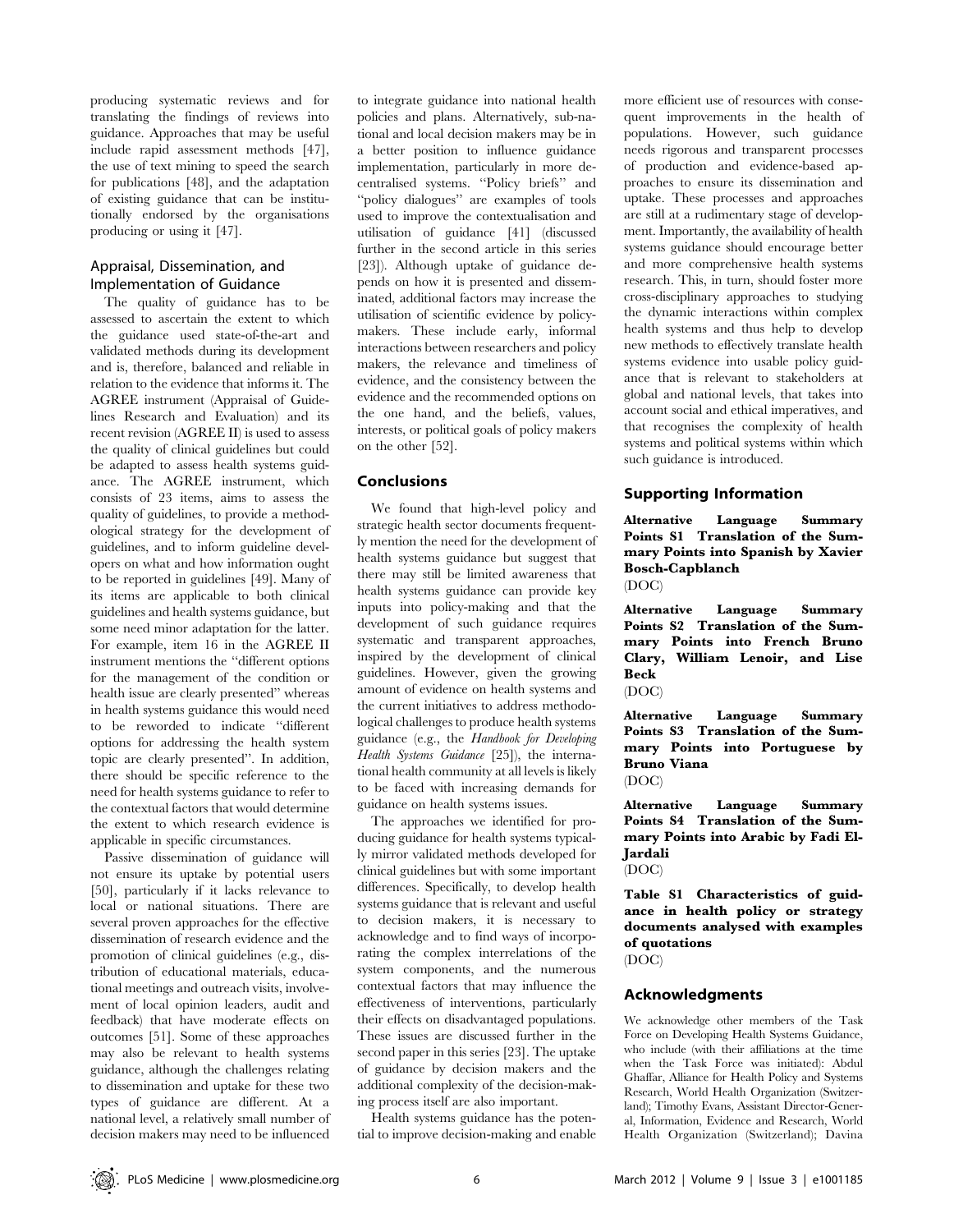producing systematic reviews and for translating the findings of reviews into guidance. Approaches that may be useful include rapid assessment methods [47], the use of text mining to speed the search for publications [48], and the adaptation of existing guidance that can be institutionally endorsed by the organisations producing or using it [47].

### Appraisal, Dissemination, and Implementation of Guidance

The quality of guidance has to be assessed to ascertain the extent to which the guidance used state-of-the-art and validated methods during its development and is, therefore, balanced and reliable in relation to the evidence that informs it. The AGREE instrument (Appraisal of Guidelines Research and Evaluation) and its recent revision (AGREE II) is used to assess the quality of clinical guidelines but could be adapted to assess health systems guidance. The AGREE instrument, which consists of 23 items, aims to assess the quality of guidelines, to provide a methodological strategy for the development of guidelines, and to inform guideline developers on what and how information ought to be reported in guidelines [49]. Many of its items are applicable to both clinical guidelines and health systems guidance, but some need minor adaptation for the latter. For example, item 16 in the AGREE II instrument mentions the "different options for the management of the condition or health issue are clearly presented" whereas in health systems guidance this would need to be reworded to indicate "different options for addressing the health system topic are clearly presented". In addition, there should be specific reference to the need for health systems guidance to refer to the contextual factors that would determine the extent to which research evidence is applicable in specific circumstances.

Passive dissemination of guidance will not ensure its uptake by potential users [50], particularly if it lacks relevance to local or national situations. There are several proven approaches for the effective dissemination of research evidence and the promotion of clinical guidelines (e.g., distribution of educational materials, educational meetings and outreach visits, involvement of local opinion leaders, audit and feedback) that have moderate effects on outcomes [51]. Some of these approaches may also be relevant to health systems guidance, although the challenges relating to dissemination and uptake for these two types of guidance are different. At a national level, a relatively small number of decision makers may need to be influenced to integrate guidance into national health policies and plans. Alternatively, sub-national and local decision makers may be in a better position to influence guidance implementation, particularly in more decentralised systems. "Policy briefs" and "policy dialogues" are examples of tools used to improve the contextualisation and utilisation of guidance [41] (discussed further in the second article in this series [23]). Although uptake of guidance depends on how it is presented and disseminated, additional factors may increase the utilisation of scientific evidence by policymakers. These include early, informal interactions between researchers and policy makers, the relevance and timeliness of evidence, and the consistency between the evidence and the recommended options on the one hand, and the beliefs, values, interests, or political goals of policy makers on the other [52].

## Conclusions

We found that high-level policy and strategic health sector documents frequently mention the need for the development of health systems guidance but suggest that there may still be limited awareness that health systems guidance can provide key inputs into policy-making and that the development of such guidance requires systematic and transparent approaches, inspired by the development of clinical guidelines. However, given the growing amount of evidence on health systems and the current initiatives to address methodological challenges to produce health systems guidance (e.g., the *Handbook for Developing Health Systems Guidance* [25]), the international health community at all levels is likely to be faced with increasing demands for guidance on health systems issues.

The approaches we identified for producing guidance for health systems typically mirror validated methods developed for clinical guidelines but with some important differences. Specifically, to develop health systems guidance that is relevant and useful to decision makers, it is necessary to acknowledge and to find ways of incorporating the complex interrelations of the system components, and the numerous contextual factors that may influence the effectiveness of interventions, particularly their effects on disadvantaged populations. These issues are discussed further in the second paper in this series [23]. The uptake of guidance by decision makers and the additional complexity of the decision-making process itself are also important.

Health systems guidance has the potential to improve decision-making and enable more efficient use of resources with consequent improvements in the health of populations. However, such guidance needs rigorous and transparent processes of production and evidence-based approaches to ensure its dissemination and uptake. These processes and approaches are still at a rudimentary stage of development. Importantly, the availability of health systems guidance should encourage better and more comprehensive health systems research. This, in turn, should foster more cross-disciplinary approaches to studying the dynamic interactions within complex health systems and thus help to develop new methods to effectively translate health systems evidence into usable policy guidance that is relevant to stakeholders at global and national levels, that takes into account social and ethical imperatives, and that recognises the complexity of health systems and political systems within which such guidance is introduced.

## Supporting Information

**Alternative Language Summary Points S1 Translation of the Summary Points into Spanish by Xavier Bosch-Capblanch**
(DOC)

**Alternative Language Summary Points S2 Translation of the Summary Points into French Bruno Clary, William Lenoir, and Lise Beck**
(DOC)

**Alternative Language Summary Points S3 Translation of the Summary Points into Portuguese by Bruno Viana**
(DOC)

**Alternative Language Summary Points S4 Translation of the Summary Points into Arabic by Fadi El-Jardali**
(DOC)

**Table S1 Characteristics of guidance in health policy or strategy documents analysed with examples of quotations**
(DOC)

## Acknowledgments

We acknowledge other members of the Task Force on Developing Health Systems Guidance, who include (with their affiliations at the time when the Task Force was initiated): Abdul Ghaffar, Alliance for Health Policy and Systems Research, World Health Organization (Switzerland); Timothy Evans, Assistant Director-General, Information, Evidence and Research, World Health Organization (Switzerland); Davina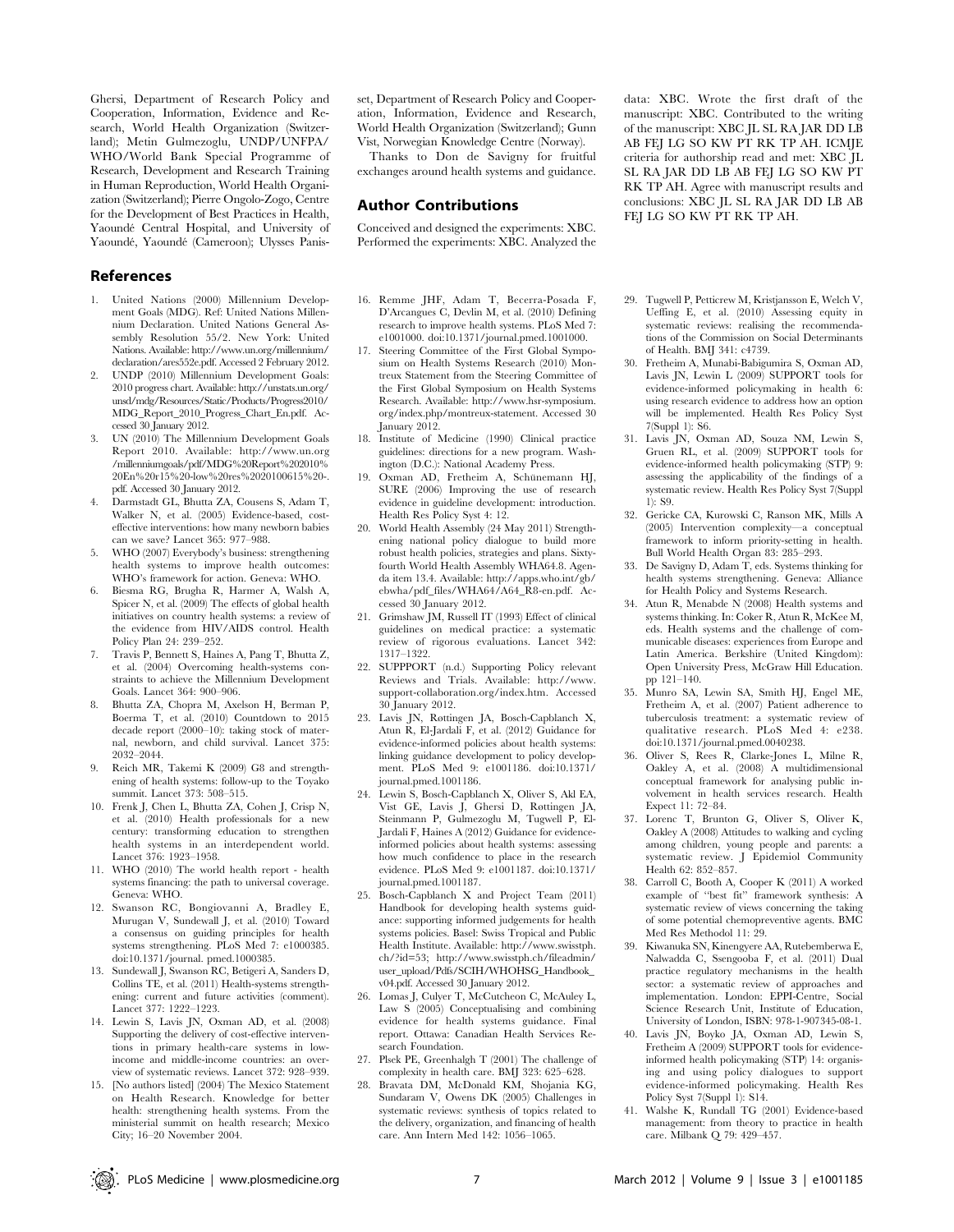Ghersi, Department of Research Policy and Cooperation, Information, Evidence and Research, World Health Organization (Switzerland); Metin Gulmezoglu, UNDP/UNFPA/WHO/World Bank Special Programme of Research, Development and Research Training in Human Reproduction, World Health Organization (Switzerland); Pierre Ongolo-Zogo, Centre for the Development of Best Practices in Health, Yaoundé Central Hospital, and University of Yaoundé, Yaoundé (Cameroon); Ulysses Panisset, Department of Research Policy and Cooperation, Information, Evidence and Research, World Health Organization (Switzerland); Gunn Vist, Norwegian Knowledge Centre (Norway).

Thanks to Don de Savigny for fruitful exchanges around health systems and guidance.

## Author Contributions

Conceived and designed the experiments: XBC. Performed the experiments: XBC. Analyzed the data: XBC. Wrote the first draft of the manuscript: XBC. Contributed to the writing of the manuscript: XBC JL SL RA JAR DD LB AB FEJ LG SO KW PT RK TP AH. ICMJE criteria for authorship read and met: XBC JL SL RA JAR DD LB AB FEJ LG SO KW PT RK TP AH. Agree with manuscript results and conclusions: XBC JL SL RA JAR DD LB AB FEJ LG SO KW PT RK TP AH.

## References

1. United Nations (2000) Millennium Development Goals (MDG). Ref: United Nations Millennium Declaration. United Nations General Assembly Resolution 55/2. New York: United Nations. Available: http://www.un.org/millennium/declaration/ares552e.pdf. Accessed 2 February 2012.
2. UNDP (2010) Millennium Development Goals: 2010 progress chart. Available: http://unstats.un.org/unsd/mdg/Resources/Static/Products/Progress2010/MDG_Report_2010_Progress_Chart_En.pdf. Accessed 30 January 2012.
3. UN (2010) The Millennium Development Goals Report 2010. Available: http://www.un.org/millenniumgoals/pdf/MDG%20Report%202010%20En%20r15%20-low%20res%2020100615%20-.pdf. Accessed 30 January 2012.
4. Darmstadt GL, Bhutta ZA, Cousens S, Adam T, Walker N, et al. (2005) Evidence-based, cost-effective interventions: how many newborn babies can we save? Lancet 365: 977–988.
5. WHO (2007) Everybody's business: strengthening health systems to improve health outcomes: WHO's framework for action. Geneva: WHO.
6. Biesma RG, Brugha R, Harmer A, Walsh A, Spicer N, et al. (2009) The effects of global health initiatives on country health systems: a review of the evidence from HIV/AIDS control. Health Policy Plan 24: 239–252.
7. Travis P, Bennett S, Haines A, Pang T, Bhutta Z, et al. (2004) Overcoming health-systems constraints to achieve the Millennium Development Goals. Lancet 364: 900–906.
8. Bhutta ZA, Chopra M, Axelson H, Berman P, Boerma T, et al. (2010) Countdown to 2015 decade report (2000–10): taking stock of maternal, newborn, and child survival. Lancet 375: 2032–2044.
9. Reich MR, Takemi K (2009) G8 and strengthening of health systems: follow-up to the Toyako summit. Lancet 373: 508–515.
10. Frenk J, Chen L, Bhutta ZA, Cohen J, Crisp N, et al. (2010) Health professionals for a new century: transforming education to strengthen health systems in an interdependent world. Lancet 376: 1923–1958.
11. WHO (2010) The world health report - health systems financing: the path to universal coverage. Geneva: WHO.
12. Swanson RC, Bongiovanni A, Bradley E, Murugan V, Sundewall J, et al. (2010) Toward a consensus on guiding principles for health systems strengthening. PLoS Med 7: e1000385. doi:10.1371/journal. pmed.1000385.
13. Sundewall J, Swanson RC, Betigeri A, Sanders D, Collins TE, et al. (2011) Health-systems strengthening: current and future activities (comment). Lancet 377: 1222–1223.
14. Lewin S, Lavis JN, Oxman AD, et al. (2008) Supporting the delivery of cost-effective interventions in primary health-care systems in low-income and middle-income countries: an overview of systematic reviews. Lancet 372: 928–939.
15. [No authors listed] (2004) The Mexico Statement on Health Research. Knowledge for better health: strengthening health systems. From the ministerial summit on health research; Mexico City; 16–20 November 2004.
16. Remme JHF, Adam T, Becerra-Posada F, D'Arcangues C, Devlin M, et al. (2010) Defining research to improve health systems. PLoS Med 7: e1001000. doi:10.1371/journal.pmed.1001000.
17. Steering Committee of the First Global Symposium on Health Systems Research (2010) Montreux Statement from the Steering Committee of the First Global Symposium on Health Systems Research. Available: http://www.hsr-symposium.org/index.php/montreux-statement. Accessed 30 January 2012.
18. Institute of Medicine (1990) Clinical practice guidelines: directions for a new program. Washington (D.C.): National Academy Press.
19. Oxman AD, Fretheim A, Schünemann HJ, SURE (2006) Improving the use of research evidence in guideline development: introduction. Health Res Policy Syst 4: 12.
20. World Health Assembly (24 May 2011) Strengthening national policy dialogue to build more robust health policies, strategies and plans. Sixty-fourth World Health Assembly WHA64.8. Agenda item 13.4. Available: http://apps.who.int/gb/ebwha/pdf_files/WHA64/A64_R8-en.pdf. Accessed 30 January 2012.
21. Grimshaw JM, Russell IT (1993) Effect of clinical guidelines on medical practice: a systematic review of rigorous evaluations. Lancet 342: 1317–1322.
22. SUPPPORT (n.d.) Supporting Policy relevant Reviews and Trials. Available: http://www.support-collaboration.org/index.htm. Accessed 30 January 2012.
23. Lavis JN, Røttingen JA, Bosch-Capblanch X, Atun R, El-Jardali F, et al. (2012) Guidance for evidence-informed policies about health systems: linking guidance development to policy development. PLoS Med 9: e1001186. doi:10.1371/journal.pmed.1001186.
24. Lewin S, Bosch-Capblanch X, Oliver S, Akl EA, Vist GE, Lavis J, Ghersi D, Røttingen JA, Steinmann P, Gulmezoglu M, Tugwell P, El-Jardali F, Haines A (2012) Guidance for evidence-informed policies about health systems: assessing how much confidence to place in the research evidence. PLoS Med 9: e1001187. doi:10.1371/journal.pmed.1001187.
25. Bosch-Capblanch X and Project Team (2011) Handbook for developing health systems guidance: supporting informed judgements for health systems policies. Basel: Swiss Tropical and Public Health Institute. Available: http://www.swisstph.ch/?id=53; http://www.swisstph.ch/fileadmin/user_upload/Pdfs/SCIH/WHOHSG_Handbook_v04.pdf. Accessed 30 January 2012.
26. Lomas J, Culyer T, McCutcheon C, McAuley L, Law S (2005) Conceptualising and combining evidence for health systems guidance. Final report. Ottawa: Canadian Health Services Research Foundation.
27. Plsek PE, Greenhalgh T (2001) The challenge of complexity in health care. BMJ 323: 625–628.
28. Bravata DM, McDonald KM, Shojania KG, Sundaram V, Owens DK (2005) Challenges in systematic reviews: synthesis of topics related to the delivery, organization, and financing of health care. Ann Intern Med 142: 1056–1065.
29. Tugwell P, Petticrew M, Kristjansson E, Welch V, Ueffing E, et al. (2010) Assessing equity in systematic reviews: realising the recommendations of the Commission on Social Determinants of Health. BMJ 341: c4739.
30. Fretheim A, Munabi-Babigumira S, Oxman AD, Lavis JN, Lewin L (2009) SUPPORT tools for evidence-informed policymaking in health 6: using research evidence to address how an option will be implemented. Health Res Policy Syst 7(Suppl 1): S6.
31. Lavis JN, Oxman AD, Souza NM, Lewin S, Gruen RL, et al. (2009) SUPPORT tools for evidence-informed health policymaking (STP) 9: assessing the applicability of the findings of a systematic review. Health Res Policy Syst 7(Suppl 1): S9.
32. Gericke CA, Kurowski C, Ranson MK, Mills A (2005) Intervention complexity—a conceptual framework to inform priority-setting in health. Bull World Health Organ 83: 285–293.
33. De Savigny D, Adam T, eds. Systems thinking for health systems strengthening. Geneva: Alliance for Health Policy and Systems Research.
34. Atun R, Menabde N (2008) Health systems and systems thinking. In: Coker R, Atun R, McKee M, eds. Health systems and the challenge of communicable diseases: experiences from Europe and Latin America. Berkshire (United Kingdom): Open University Press, McGraw Hill Education. pp 121–140.
35. Munro SA, Lewin SA, Smith HJ, Engel ME, Fretheim A, et al. (2007) Patient adherence to tuberculosis treatment: a systematic review of qualitative research. PLoS Med 4: e238. doi:10.1371/journal.pmed.0040238.
36. Oliver S, Rees R, Clarke-Jones L, Milne R, Oakley A, et al. (2008) A multidimensional conceptual framework for analysing public involvement in health services research. Health Expect 11: 72–84.
37. Lorenc T, Brunton G, Oliver S, Oliver K, Oakley A (2008) Attitudes to walking and cycling among children, young people and parents: a systematic review. J Epidemiol Community Health 62: 852–857.
38. Carroll C, Booth A, Cooper K (2011) A worked example of "best fit" framework synthesis: A systematic review of views concerning the taking of some potential chemopreventive agents. BMC Med Res Methodol 11: 29.
39. Kiwanuka SN, Kinengyere AA, Rutebemberwa E, Nalwadda C, Ssengooba F, et al. (2011) Dual practice regulatory mechanisms in the health sector: a systematic review of approaches and implementation. London: EPPI-Centre, Social Science Research Unit, Institute of Education, University of London, ISBN: 978-1-907345-08-1.
40. Lavis JN, Boyko JA, Oxman AD, Lewin S, Fretheim A (2009) SUPPORT tools for evidence-informed health policymaking (STP) 14: organising and using policy dialogues to support evidence-informed policymaking. Health Res Policy Syst 7(Suppl 1): S14.
41. Walshe K, Rundall TG (2001) Evidence-based management: from theory to practice in health care. Milbank Q 79: 429–457.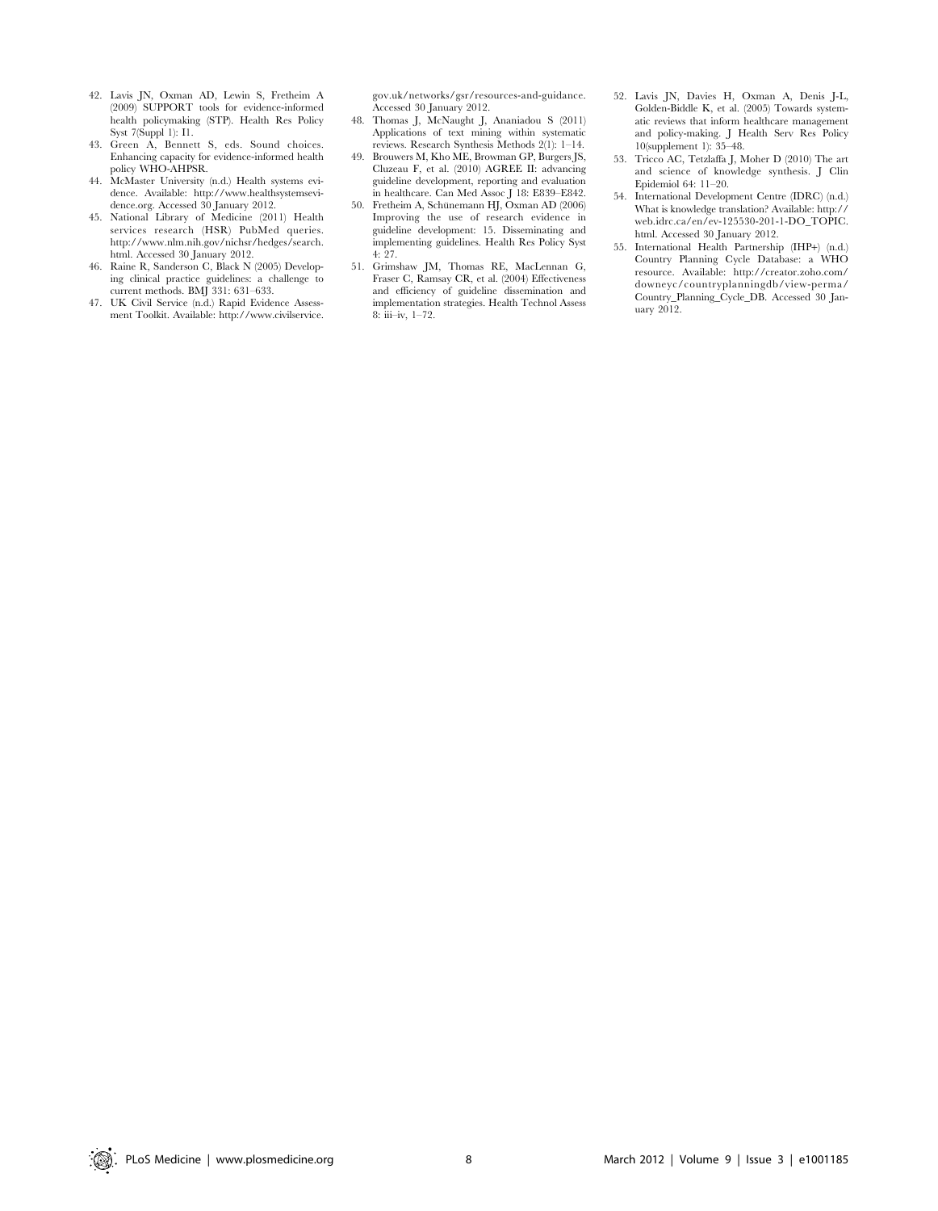42. Lavis JN, Oxman AD, Lewin S, Fretheim A (2009) SUPPORT tools for evidence-informed health policymaking (STP). Health Res Policy Syst 7(Suppl 1): I1.
43. Green A, Bennett S, eds. Sound choices. Enhancing capacity for evidence-informed health policy WHO-AHPSR.
44. McMaster University (n.d.) Health systems evidence. Available: http://www.healthsystemsevidence.org. Accessed 30 January 2012.
45. National Library of Medicine (2011) Health services research (HSR) PubMed queries. http://www.nlm.nih.gov/nichsr/hedges/search.html. Accessed 30 January 2012.
46. Raine R, Sanderson C, Black N (2005) Developing clinical practice guidelines: a challenge to current methods. BMJ 331: 631–633.
47. UK Civil Service (n.d.) Rapid Evidence Assessment Toolkit. Available: http://www.civilservice.gov.uk/networks/gsr/resources-and-guidance. Accessed 30 January 2012.
48. Thomas J, McNaught J, Ananiadou S (2011) Applications of text mining within systematic reviews. Research Synthesis Methods 2(1): 1–14.
49. Brouwers M, Kho ME, Browman GP, Burgers JS, Cluzeau F, et al. (2010) AGREE II: advancing guideline development, reporting and evaluation in healthcare. Can Med Assoc J 18: E839–E842.
50. Fretheim A, Schünemann HJ, Oxman AD (2006) Improving the use of research evidence in guideline development: 15. Disseminating and implementing guidelines. Health Res Policy Syst 4: 27.
51. Grimshaw JM, Thomas RE, MacLennan G, Fraser C, Ramsay CR, et al. (2004) Effectiveness and efficiency of guideline dissemination and implementation strategies. Health Technol Assess 8: iii–iv, 1–72.
52. Lavis JN, Davies H, Oxman A, Denis J-L, Golden-Biddle K, et al. (2005) Towards systematic reviews that inform healthcare management and policy-making. J Health Serv Res Policy 10(supplement 1): 35–48.
53. Tricco AC, Tetzlaffa J, Moher D (2010) The art and science of knowledge synthesis. J Clin Epidemiol 64: 11–20.
54. International Development Centre (IDRC) (n.d.) What is knowledge translation? Available: http://web.idrc.ca/en/ev-125530-201-1-DO_TOPIC.html. Accessed 30 January 2012.
55. International Health Partnership (IHP+) (n.d.) Country Planning Cycle Database: a WHO resource. Available: http://creator.zoho.com/downeyc/countryplanningdb/view-perma/Country_Planning_Cycle_DB. Accessed 30 January 2012.